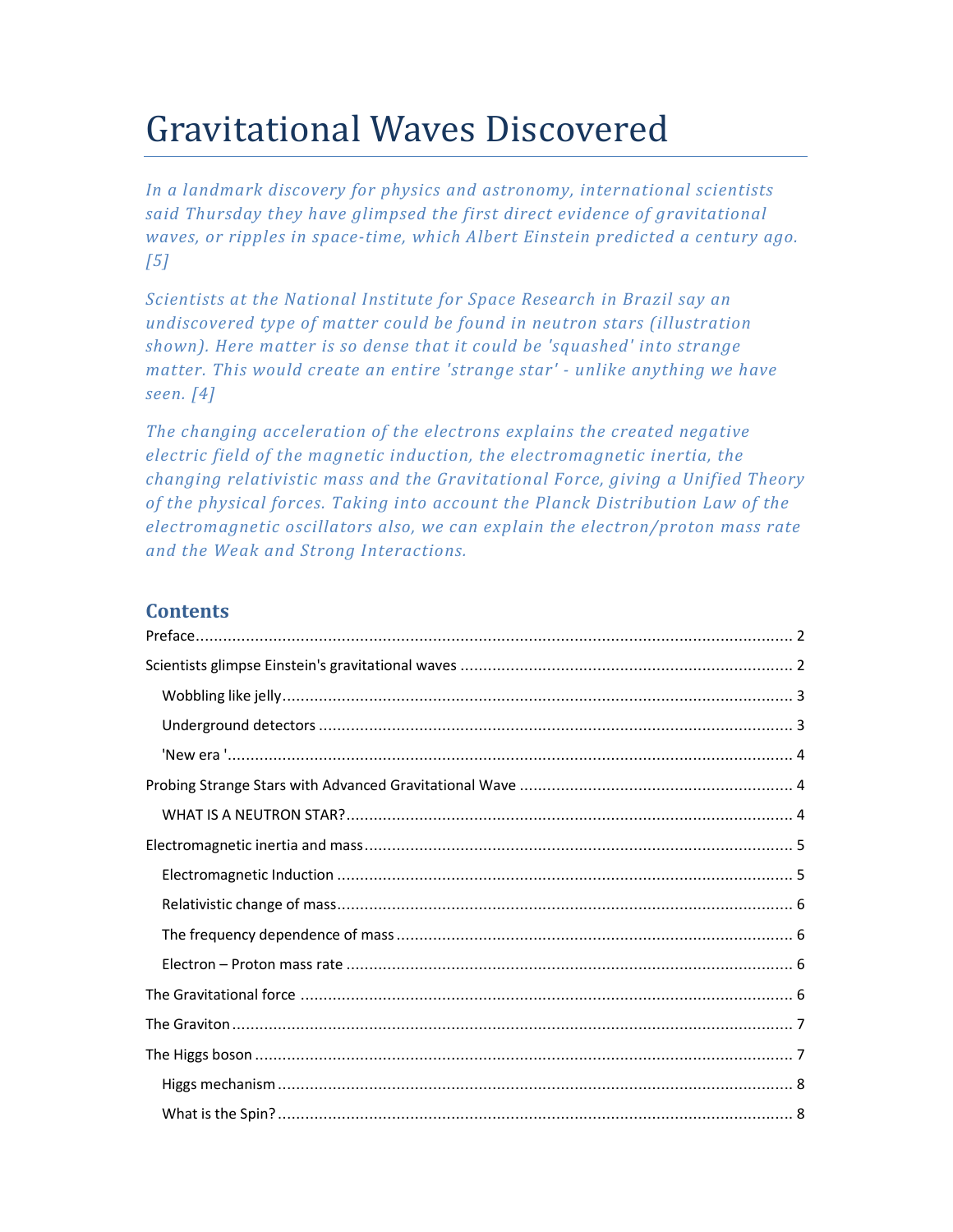# Gravitational Waves Discovered

*In a landmark discovery for physics and astronomy, international scientists said Thursday they have glimpsed the first direct evidence of gravitational waves, or ripples in space-time, which Albert Einstein predicted a century ago. [5]*

*Scientists at the National Institute for Space Research in Brazil say an undiscovered type of matter could be found in neutron stars (illustration shown). Here matter is so dense that it could be 'squashed' into strange matter. This would create an entire 'strange star' - unlike anything we have seen. [4]*

*The changing acceleration of the electrons explains the created negative electric field of the magnetic induction, the electromagnetic inertia, the changing relativistic mass and the Gravitational Force, giving a Unified Theory of the physical forces. Taking into account the Planck Distribution Law of the electromagnetic oscillators also, we can explain the electron/proton mass rate and the Weak and Strong Interactions.*

## Contents

- Preface ........ 2
- Scientists glimpse Einstein's gravitational waves ........ 2
  - Wobbling like jelly ........ 3
  - Underground detectors ........ 3
  - 'New era ' ........ 4
- Probing Strange Stars with Advanced Gravitational Wave ........ 4
  - WHAT IS A NEUTRON STAR? ........ 4
- Electromagnetic inertia and mass ........ 5
  - Electromagnetic Induction ........ 5
  - Relativistic change of mass ........ 6
  - The frequency dependence of mass ........ 6
  - Electron – Proton mass rate ........ 6
- The Gravitational force ........ 6
- The Graviton ........ 7
- The Higgs boson ........ 7
  - Higgs mechanism ........ 8
  - What is the Spin? ........ 8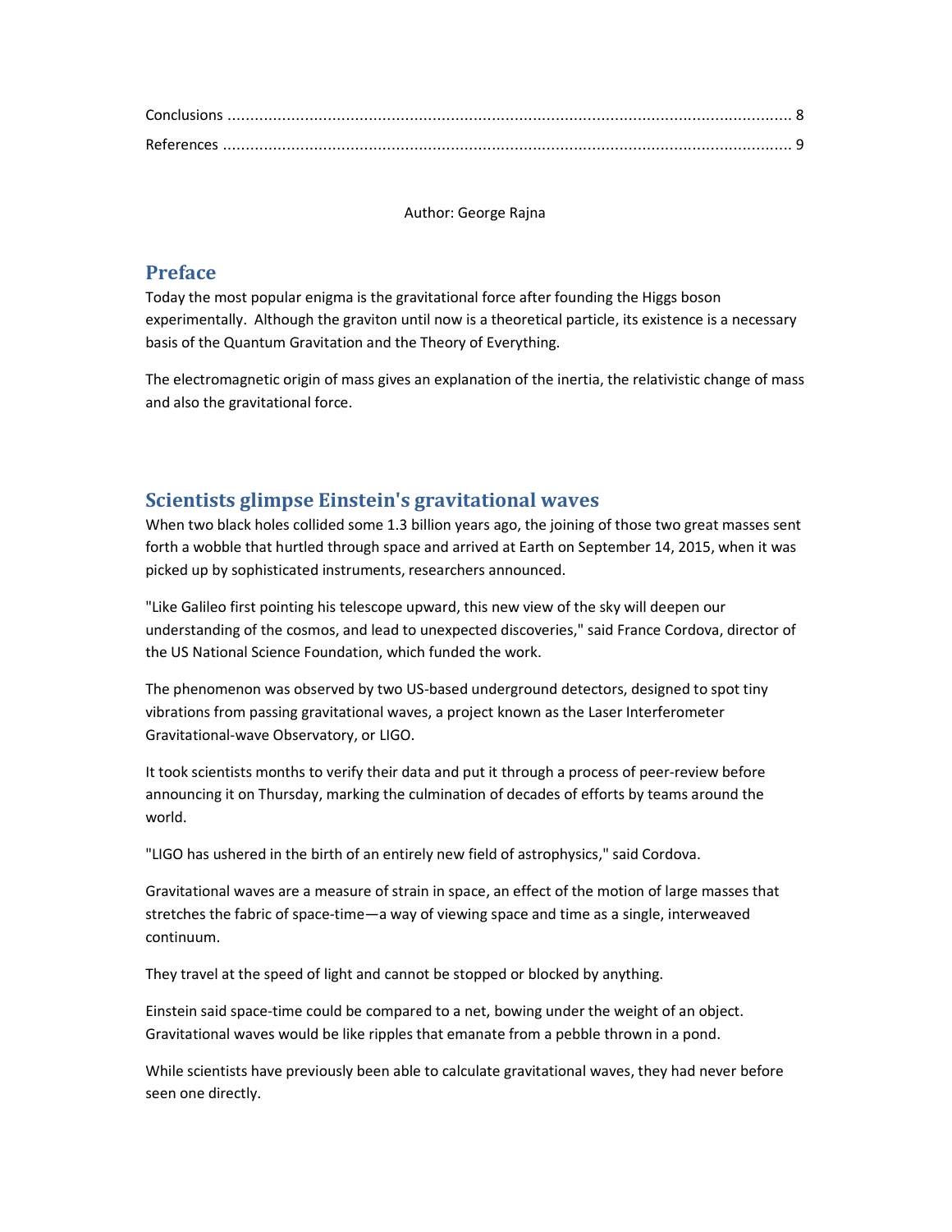Conclusions ............................................................................................................................ 8

References ............................................................................................................................ 9

Author: George Rajna

## Preface

Today the most popular enigma is the gravitational force after founding the Higgs boson experimentally. Although the graviton until now is a theoretical particle, its existence is a necessary basis of the Quantum Gravitation and the Theory of Everything.

The electromagnetic origin of mass gives an explanation of the inertia, the relativistic change of mass and also the gravitational force.

## Scientists glimpse Einstein's gravitational waves

When two black holes collided some 1.3 billion years ago, the joining of those two great masses sent forth a wobble that hurtled through space and arrived at Earth on September 14, 2015, when it was picked up by sophisticated instruments, researchers announced.

"Like Galileo first pointing his telescope upward, this new view of the sky will deepen our understanding of the cosmos, and lead to unexpected discoveries," said France Cordova, director of the US National Science Foundation, which funded the work.

The phenomenon was observed by two US-based underground detectors, designed to spot tiny vibrations from passing gravitational waves, a project known as the Laser Interferometer Gravitational-wave Observatory, or LIGO.

It took scientists months to verify their data and put it through a process of peer-review before announcing it on Thursday, marking the culmination of decades of efforts by teams around the world.

"LIGO has ushered in the birth of an entirely new field of astrophysics," said Cordova.

Gravitational waves are a measure of strain in space, an effect of the motion of large masses that stretches the fabric of space-time—a way of viewing space and time as a single, interweaved continuum.

They travel at the speed of light and cannot be stopped or blocked by anything.

Einstein said space-time could be compared to a net, bowing under the weight of an object. Gravitational waves would be like ripples that emanate from a pebble thrown in a pond.

While scientists have previously been able to calculate gravitational waves, they had never before seen one directly.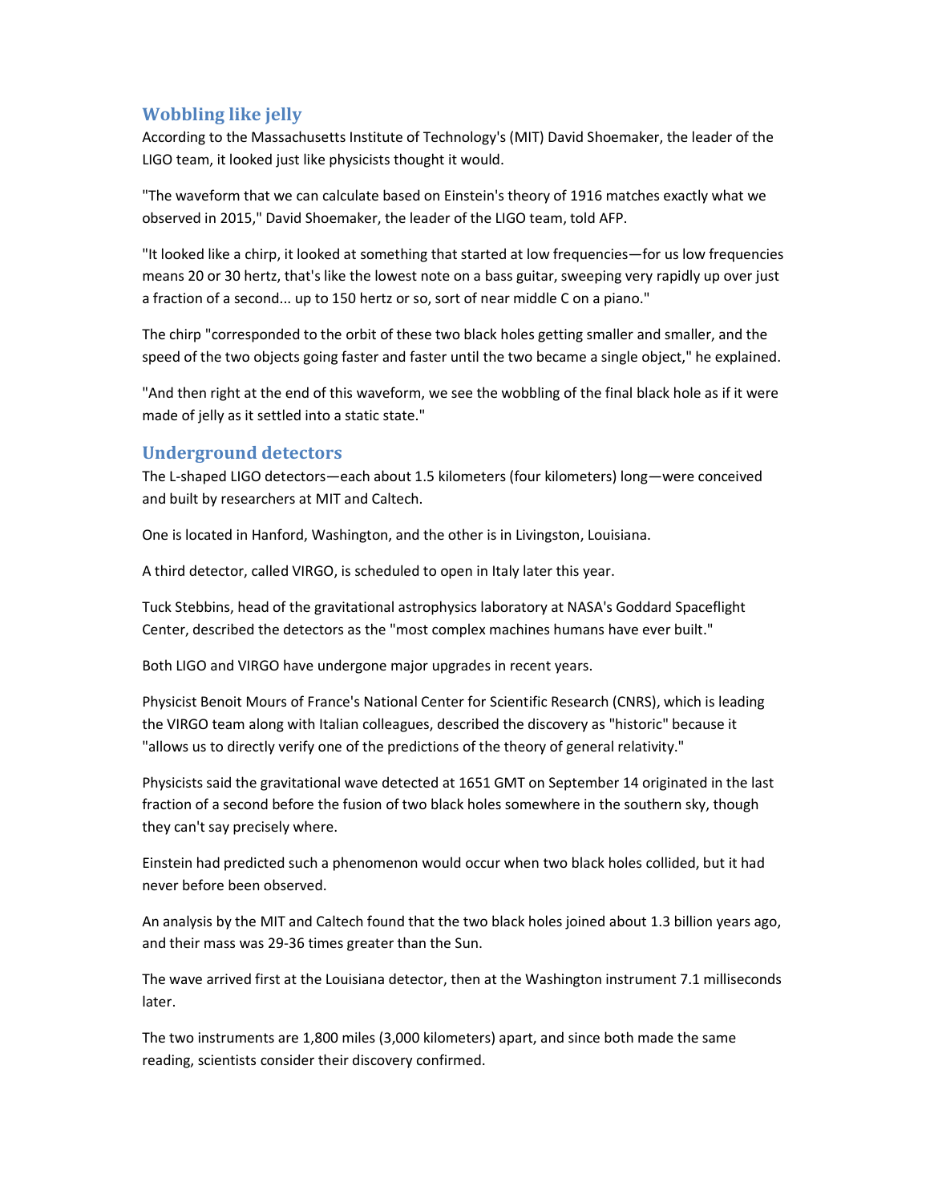## Wobbling like jelly

According to the Massachusetts Institute of Technology's (MIT) David Shoemaker, the leader of the LIGO team, it looked just like physicists thought it would.

"The waveform that we can calculate based on Einstein's theory of 1916 matches exactly what we observed in 2015," David Shoemaker, the leader of the LIGO team, told AFP.

"It looked like a chirp, it looked at something that started at low frequencies—for us low frequencies means 20 or 30 hertz, that's like the lowest note on a bass guitar, sweeping very rapidly up over just a fraction of a second... up to 150 hertz or so, sort of near middle C on a piano."

The chirp "corresponded to the orbit of these two black holes getting smaller and smaller, and the speed of the two objects going faster and faster until the two became a single object," he explained.

"And then right at the end of this waveform, we see the wobbling of the final black hole as if it were made of jelly as it settled into a static state."

## Underground detectors

The L-shaped LIGO detectors—each about 1.5 kilometers (four kilometers) long—were conceived and built by researchers at MIT and Caltech.

One is located in Hanford, Washington, and the other is in Livingston, Louisiana.

A third detector, called VIRGO, is scheduled to open in Italy later this year.

Tuck Stebbins, head of the gravitational astrophysics laboratory at NASA's Goddard Spaceflight Center, described the detectors as the "most complex machines humans have ever built."

Both LIGO and VIRGO have undergone major upgrades in recent years.

Physicist Benoit Mours of France's National Center for Scientific Research (CNRS), which is leading the VIRGO team along with Italian colleagues, described the discovery as "historic" because it "allows us to directly verify one of the predictions of the theory of general relativity."

Physicists said the gravitational wave detected at 1651 GMT on September 14 originated in the last fraction of a second before the fusion of two black holes somewhere in the southern sky, though they can't say precisely where.

Einstein had predicted such a phenomenon would occur when two black holes collided, but it had never before been observed.

An analysis by the MIT and Caltech found that the two black holes joined about 1.3 billion years ago, and their mass was 29-36 times greater than the Sun.

The wave arrived first at the Louisiana detector, then at the Washington instrument 7.1 milliseconds later.

The two instruments are 1,800 miles (3,000 kilometers) apart, and since both made the same reading, scientists consider their discovery confirmed.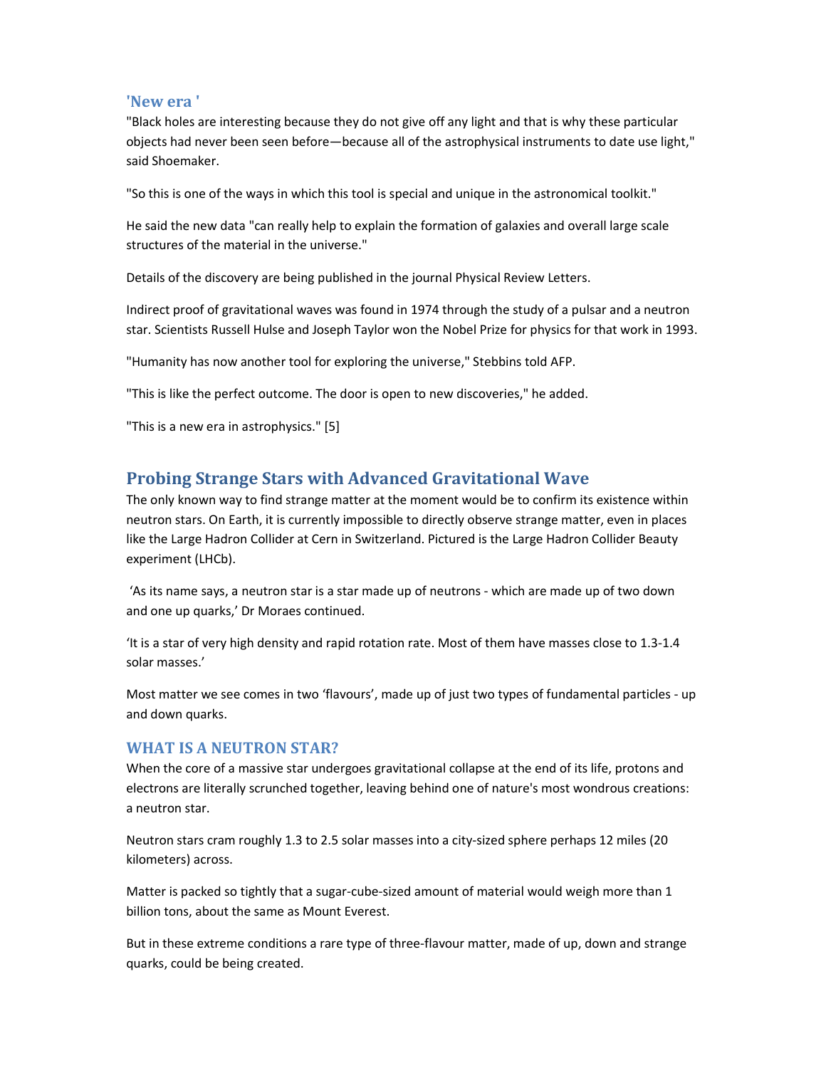### 'New era '

"Black holes are interesting because they do not give off any light and that is why these particular objects had never been seen before—because all of the astrophysical instruments to date use light," said Shoemaker.

"So this is one of the ways in which this tool is special and unique in the astronomical toolkit."

He said the new data "can really help to explain the formation of galaxies and overall large scale structures of the material in the universe."

Details of the discovery are being published in the journal Physical Review Letters.

Indirect proof of gravitational waves was found in 1974 through the study of a pulsar and a neutron star. Scientists Russell Hulse and Joseph Taylor won the Nobel Prize for physics for that work in 1993.

"Humanity has now another tool for exploring the universe," Stebbins told AFP.

"This is like the perfect outcome. The door is open to new discoveries," he added.

"This is a new era in astrophysics." [5]

## Probing Strange Stars with Advanced Gravitational Wave

The only known way to find strange matter at the moment would be to confirm its existence within neutron stars. On Earth, it is currently impossible to directly observe strange matter, even in places like the Large Hadron Collider at Cern in Switzerland. Pictured is the Large Hadron Collider Beauty experiment (LHCb).

'As its name says, a neutron star is a star made up of neutrons - which are made up of two down and one up quarks,' Dr Moraes continued.

'It is a star of very high density and rapid rotation rate. Most of them have masses close to 1.3-1.4 solar masses.'

Most matter we see comes in two 'flavours', made up of just two types of fundamental particles - up and down quarks.

### WHAT IS A NEUTRON STAR?

When the core of a massive star undergoes gravitational collapse at the end of its life, protons and electrons are literally scrunched together, leaving behind one of nature's most wondrous creations: a neutron star.

Neutron stars cram roughly 1.3 to 2.5 solar masses into a city-sized sphere perhaps 12 miles (20 kilometers) across.

Matter is packed so tightly that a sugar-cube-sized amount of material would weigh more than 1 billion tons, about the same as Mount Everest.

But in these extreme conditions a rare type of three-flavour matter, made of up, down and strange quarks, could be being created.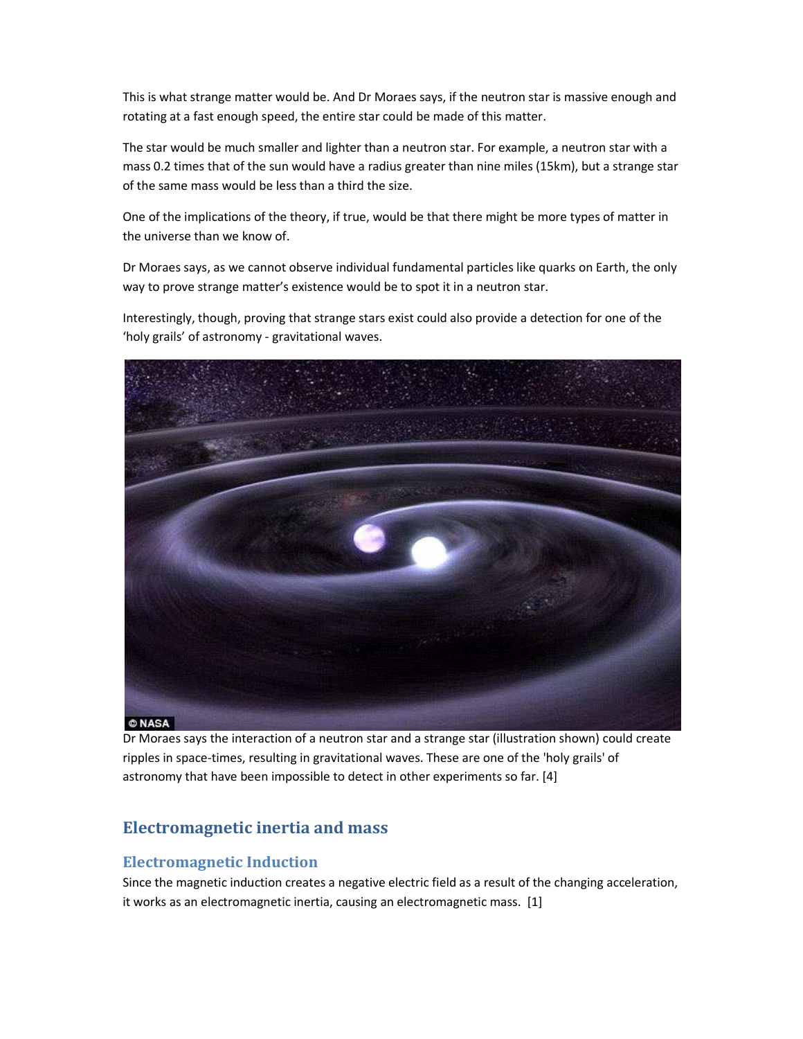This is what strange matter would be. And Dr Moraes says, if the neutron star is massive enough and rotating at a fast enough speed, the entire star could be made of this matter.

The star would be much smaller and lighter than a neutron star. For example, a neutron star with a mass 0.2 times that of the sun would have a radius greater than nine miles (15km), but a strange star of the same mass would be less than a third the size.

One of the implications of the theory, if true, would be that there might be more types of matter in the universe than we know of.

Dr Moraes says, as we cannot observe individual fundamental particles like quarks on Earth, the only way to prove strange matter's existence would be to spot it in a neutron star.

Interestingly, though, proving that strange stars exist could also provide a detection for one of the 'holy grails' of astronomy - gravitational waves.

Dr Moraes says the interaction of a neutron star and a strange star (illustration shown) could create ripples in space-times, resulting in gravitational waves. These are one of the 'holy grails' of astronomy that have been impossible to detect in other experiments so far. [4]

## Electromagnetic inertia and mass

### Electromagnetic Induction

Since the magnetic induction creates a negative electric field as a result of the changing acceleration, it works as an electromagnetic inertia, causing an electromagnetic mass. [1]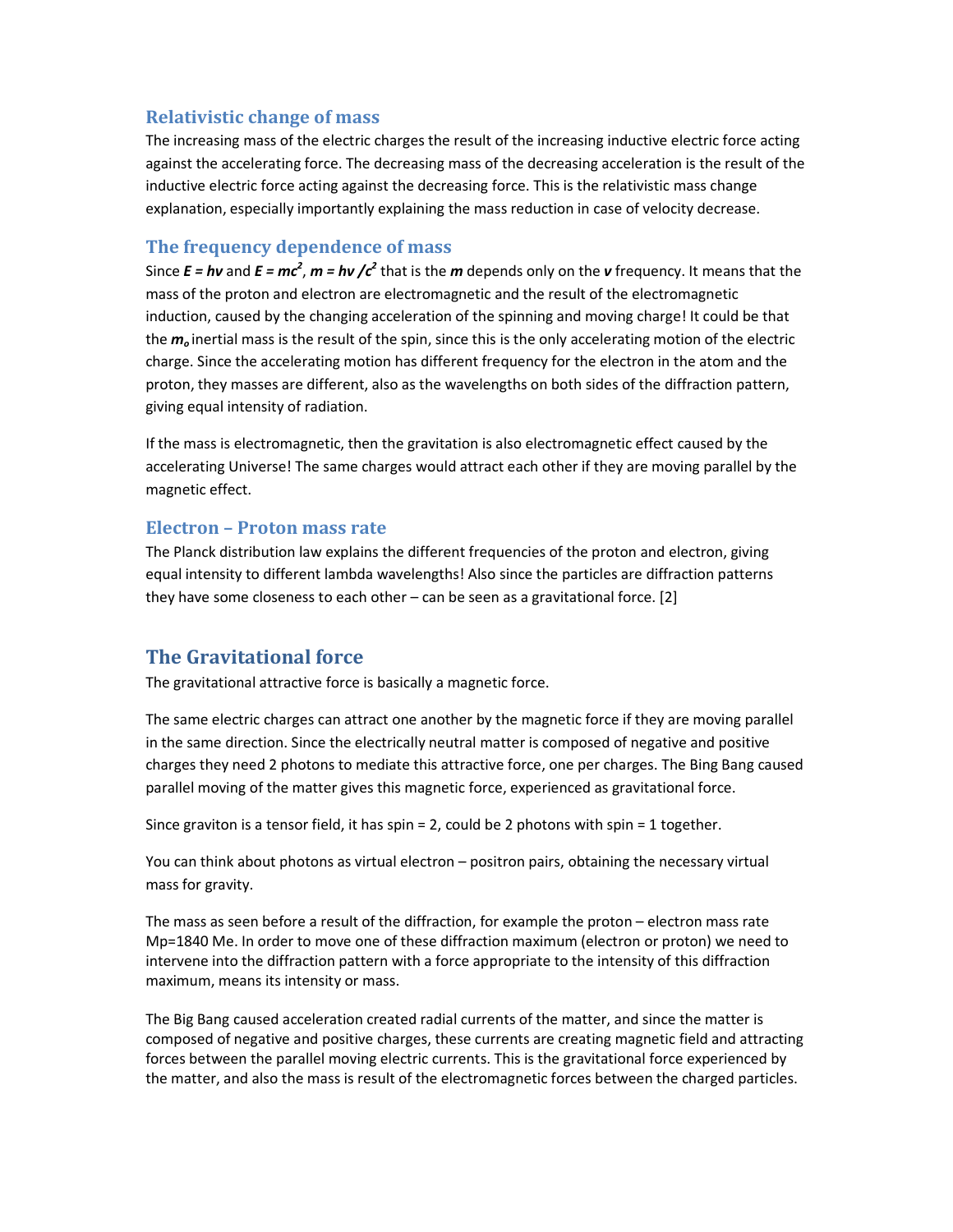### Relativistic change of mass

The increasing mass of the electric charges the result of the increasing inductive electric force acting against the accelerating force. The decreasing mass of the decreasing acceleration is the result of the inductive electric force acting against the decreasing force. This is the relativistic mass change explanation, especially importantly explaining the mass reduction in case of velocity decrease.

### The frequency dependence of mass

Since $E = h\nu$ and $E = mc^2$, $m = h\nu /c^2$ that is the $m$ depends only on the $\nu$ frequency. It means that the mass of the proton and electron are electromagnetic and the result of the electromagnetic induction, caused by the changing acceleration of the spinning and moving charge! It could be that the $m_o$ inertial mass is the result of the spin, since this is the only accelerating motion of the electric charge. Since the accelerating motion has different frequency for the electron in the atom and the proton, they masses are different, also as the wavelengths on both sides of the diffraction pattern, giving equal intensity of radiation.

If the mass is electromagnetic, then the gravitation is also electromagnetic effect caused by the accelerating Universe! The same charges would attract each other if they are moving parallel by the magnetic effect.

### Electron – Proton mass rate

The Planck distribution law explains the different frequencies of the proton and electron, giving equal intensity to different lambda wavelengths! Also since the particles are diffraction patterns they have some closeness to each other – can be seen as a gravitational force. [2]

## The Gravitational force

The gravitational attractive force is basically a magnetic force.

The same electric charges can attract one another by the magnetic force if they are moving parallel in the same direction. Since the electrically neutral matter is composed of negative and positive charges they need 2 photons to mediate this attractive force, one per charges. The Bing Bang caused parallel moving of the matter gives this magnetic force, experienced as gravitational force.

Since graviton is a tensor field, it has spin = 2, could be 2 photons with spin = 1 together.

You can think about photons as virtual electron – positron pairs, obtaining the necessary virtual mass for gravity.

The mass as seen before a result of the diffraction, for example the proton – electron mass rate Mp=1840 Me. In order to move one of these diffraction maximum (electron or proton) we need to intervene into the diffraction pattern with a force appropriate to the intensity of this diffraction maximum, means its intensity or mass.

The Big Bang caused acceleration created radial currents of the matter, and since the matter is composed of negative and positive charges, these currents are creating magnetic field and attracting forces between the parallel moving electric currents. This is the gravitational force experienced by the matter, and also the mass is result of the electromagnetic forces between the charged particles.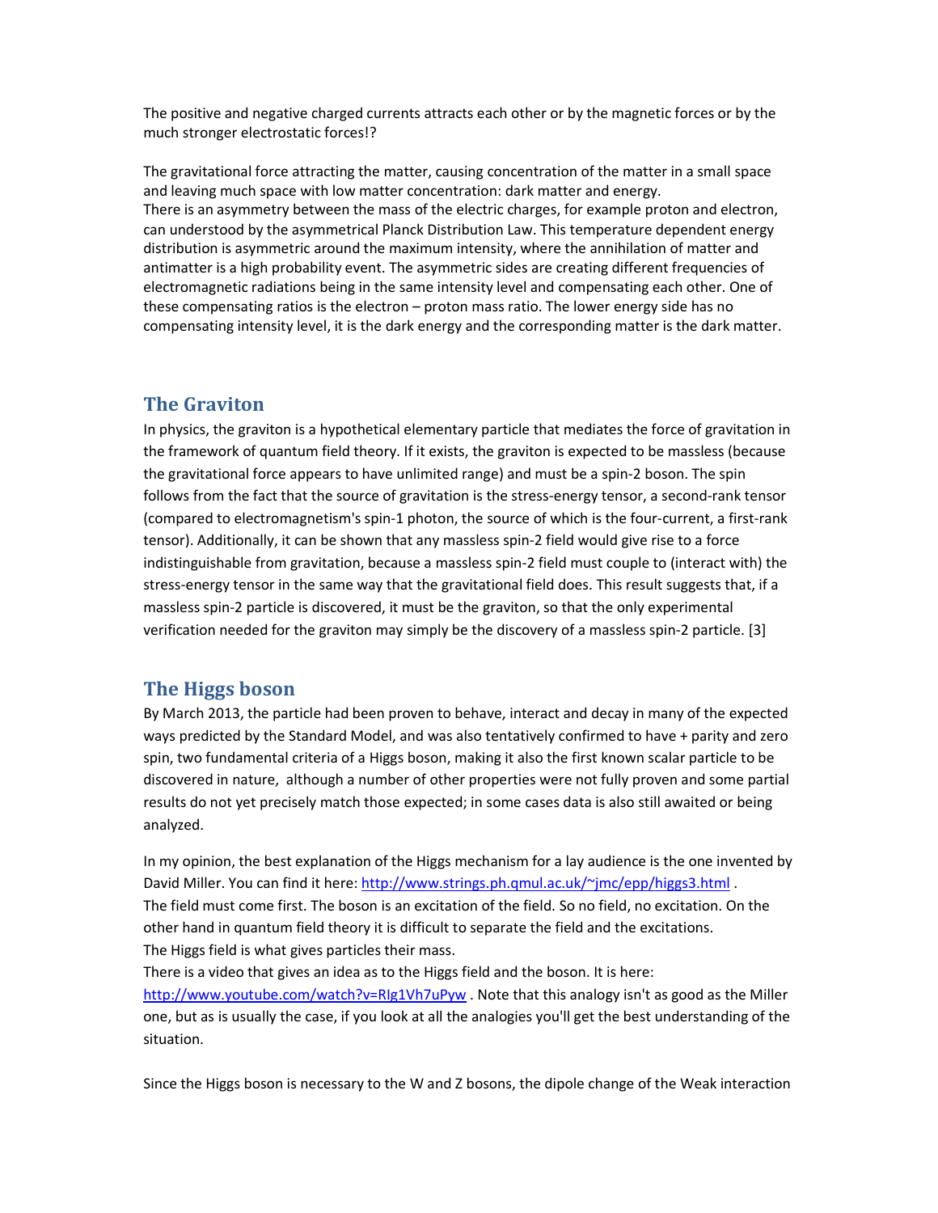The positive and negative charged currents attracts each other or by the magnetic forces or by the much stronger electrostatic forces!?

The gravitational force attracting the matter, causing concentration of the matter in a small space and leaving much space with low matter concentration: dark matter and energy.
There is an asymmetry between the mass of the electric charges, for example proton and electron, can understood by the asymmetrical Planck Distribution Law. This temperature dependent energy distribution is asymmetric around the maximum intensity, where the annihilation of matter and antimatter is a high probability event. The asymmetric sides are creating different frequencies of electromagnetic radiations being in the same intensity level and compensating each other. One of these compensating ratios is the electron – proton mass ratio. The lower energy side has no compensating intensity level, it is the dark energy and the corresponding matter is the dark matter.

## The Graviton

In physics, the graviton is a hypothetical elementary particle that mediates the force of gravitation in the framework of quantum field theory. If it exists, the graviton is expected to be massless (because the gravitational force appears to have unlimited range) and must be a spin-2 boson. The spin follows from the fact that the source of gravitation is the stress-energy tensor, a second-rank tensor (compared to electromagnetism's spin-1 photon, the source of which is the four-current, a first-rank tensor). Additionally, it can be shown that any massless spin-2 field would give rise to a force indistinguishable from gravitation, because a massless spin-2 field must couple to (interact with) the stress-energy tensor in the same way that the gravitational field does. This result suggests that, if a massless spin-2 particle is discovered, it must be the graviton, so that the only experimental verification needed for the graviton may simply be the discovery of a massless spin-2 particle. [3]

## The Higgs boson

By March 2013, the particle had been proven to behave, interact and decay in many of the expected ways predicted by the Standard Model, and was also tentatively confirmed to have + parity and zero spin, two fundamental criteria of a Higgs boson, making it also the first known scalar particle to be discovered in nature, although a number of other properties were not fully proven and some partial results do not yet precisely match those expected; in some cases data is also still awaited or being analyzed.

In my opinion, the best explanation of the Higgs mechanism for a lay audience is the one invented by David Miller. You can find it here: http://www.strings.ph.qmul.ac.uk/~jmc/epp/higgs3.html .
The field must come first. The boson is an excitation of the field. So no field, no excitation. On the other hand in quantum field theory it is difficult to separate the field and the excitations.
The Higgs field is what gives particles their mass.
There is a video that gives an idea as to the Higgs field and the boson. It is here: http://www.youtube.com/watch?v=RIg1Vh7uPyw . Note that this analogy isn't as good as the Miller one, but as is usually the case, if you look at all the analogies you'll get the best understanding of the situation.

Since the Higgs boson is necessary to the W and Z bosons, the dipole change of the Weak interaction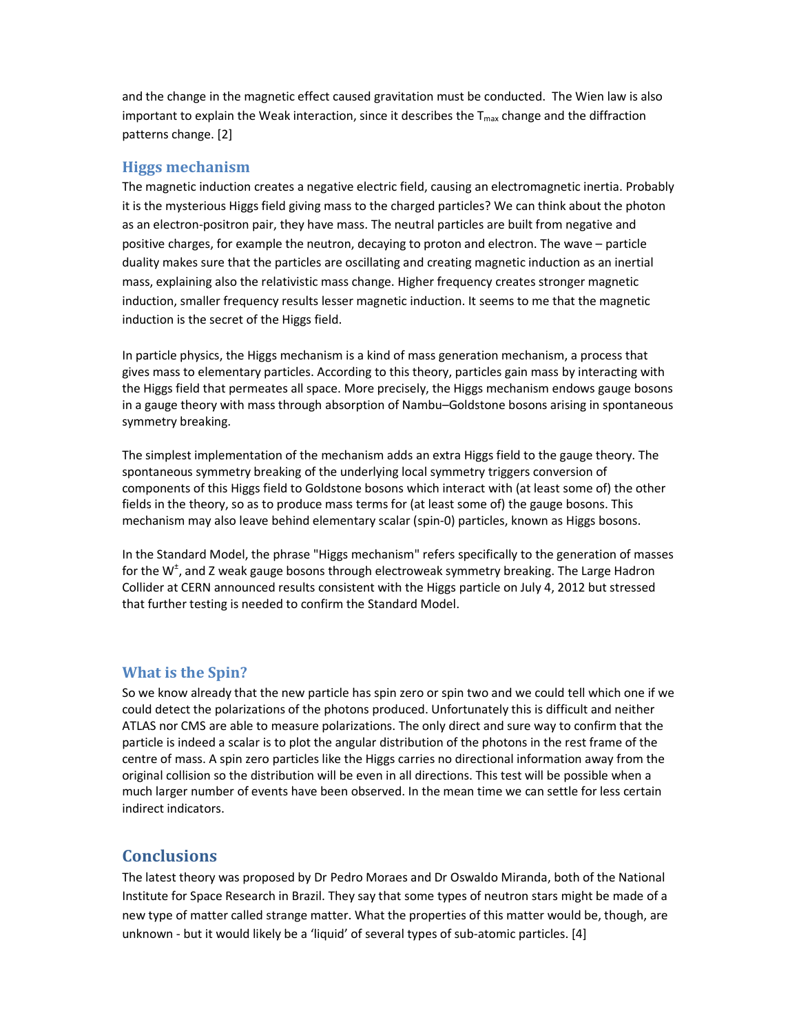and the change in the magnetic effect caused gravitation must be conducted. The Wien law is also important to explain the Weak interaction, since it describes the $T_{max}$ change and the diffraction patterns change. [2]

## Higgs mechanism

The magnetic induction creates a negative electric field, causing an electromagnetic inertia. Probably it is the mysterious Higgs field giving mass to the charged particles? We can think about the photon as an electron-positron pair, they have mass. The neutral particles are built from negative and positive charges, for example the neutron, decaying to proton and electron. The wave – particle duality makes sure that the particles are oscillating and creating magnetic induction as an inertial mass, explaining also the relativistic mass change. Higher frequency creates stronger magnetic induction, smaller frequency results lesser magnetic induction. It seems to me that the magnetic induction is the secret of the Higgs field.

In particle physics, the Higgs mechanism is a kind of mass generation mechanism, a process that gives mass to elementary particles. According to this theory, particles gain mass by interacting with the Higgs field that permeates all space. More precisely, the Higgs mechanism endows gauge bosons in a gauge theory with mass through absorption of Nambu–Goldstone bosons arising in spontaneous symmetry breaking.

The simplest implementation of the mechanism adds an extra Higgs field to the gauge theory. The spontaneous symmetry breaking of the underlying local symmetry triggers conversion of components of this Higgs field to Goldstone bosons which interact with (at least some of) the other fields in the theory, so as to produce mass terms for (at least some of) the gauge bosons. This mechanism may also leave behind elementary scalar (spin-0) particles, known as Higgs bosons.

In the Standard Model, the phrase "Higgs mechanism" refers specifically to the generation of masses for the $W^{\pm}$, and Z weak gauge bosons through electroweak symmetry breaking. The Large Hadron Collider at CERN announced results consistent with the Higgs particle on July 4, 2012 but stressed that further testing is needed to confirm the Standard Model.

## What is the Spin?

So we know already that the new particle has spin zero or spin two and we could tell which one if we could detect the polarizations of the photons produced. Unfortunately this is difficult and neither ATLAS nor CMS are able to measure polarizations. The only direct and sure way to confirm that the particle is indeed a scalar is to plot the angular distribution of the photons in the rest frame of the centre of mass. A spin zero particles like the Higgs carries no directional information away from the original collision so the distribution will be even in all directions. This test will be possible when a much larger number of events have been observed. In the mean time we can settle for less certain indirect indicators.

# Conclusions

The latest theory was proposed by Dr Pedro Moraes and Dr Oswaldo Miranda, both of the National Institute for Space Research in Brazil. They say that some types of neutron stars might be made of a new type of matter called strange matter. What the properties of this matter would be, though, are unknown - but it would likely be a 'liquid' of several types of sub-atomic particles. [4]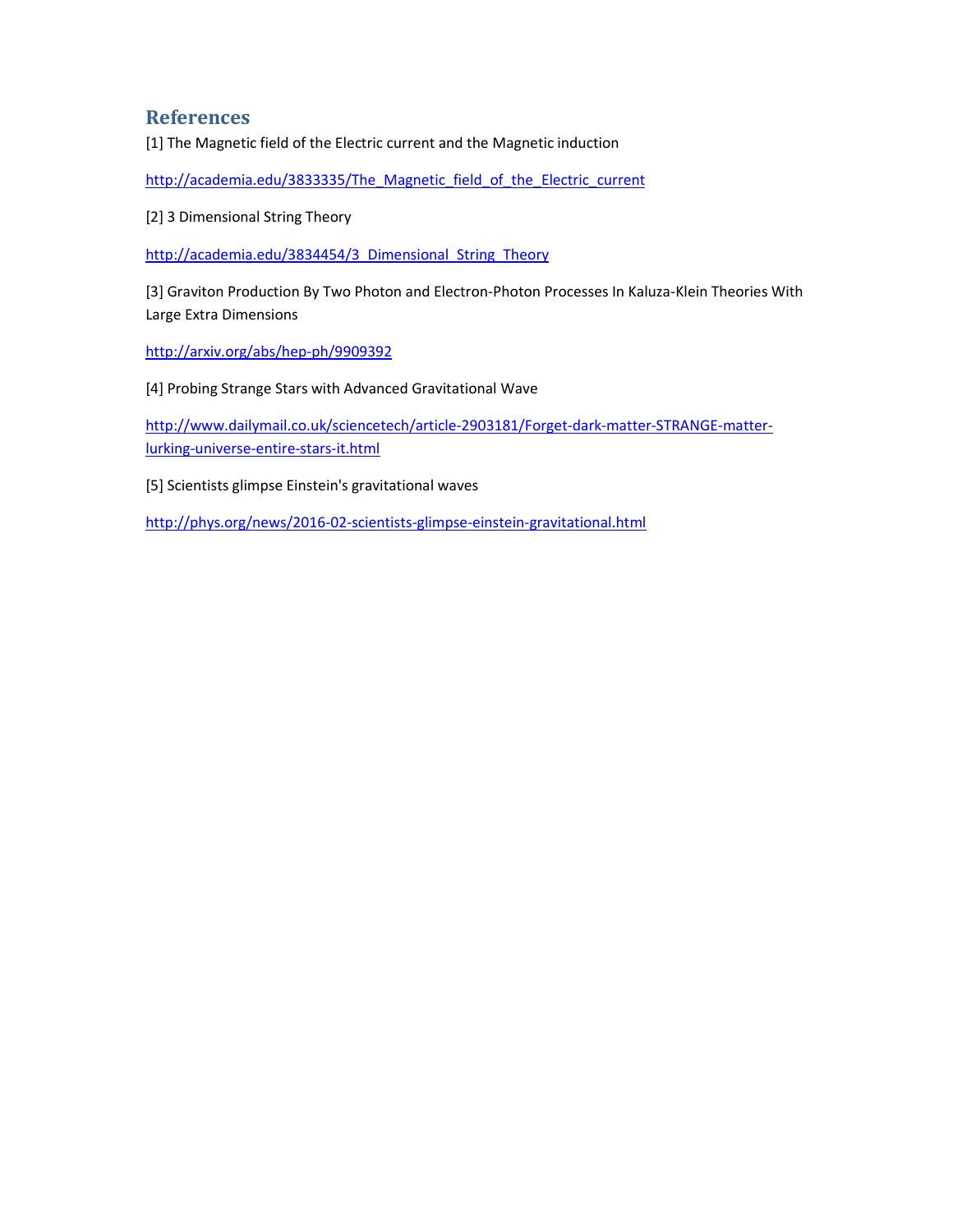## References

[1] The Magnetic field of the Electric current and the Magnetic induction

http://academia.edu/3833335/The_Magnetic_field_of_the_Electric_current

[2] 3 Dimensional String Theory

http://academia.edu/3834454/3_Dimensional_String_Theory

[3] Graviton Production By Two Photon and Electron-Photon Processes In Kaluza-Klein Theories With Large Extra Dimensions

http://arxiv.org/abs/hep-ph/9909392

[4] Probing Strange Stars with Advanced Gravitational Wave

http://www.dailymail.co.uk/sciencetech/article-2903181/Forget-dark-matter-STRANGE-matter-lurking-universe-entire-stars-it.html

[5] Scientists glimpse Einstein's gravitational waves

http://phys.org/news/2016-02-scientists-glimpse-einstein-gravitational.html